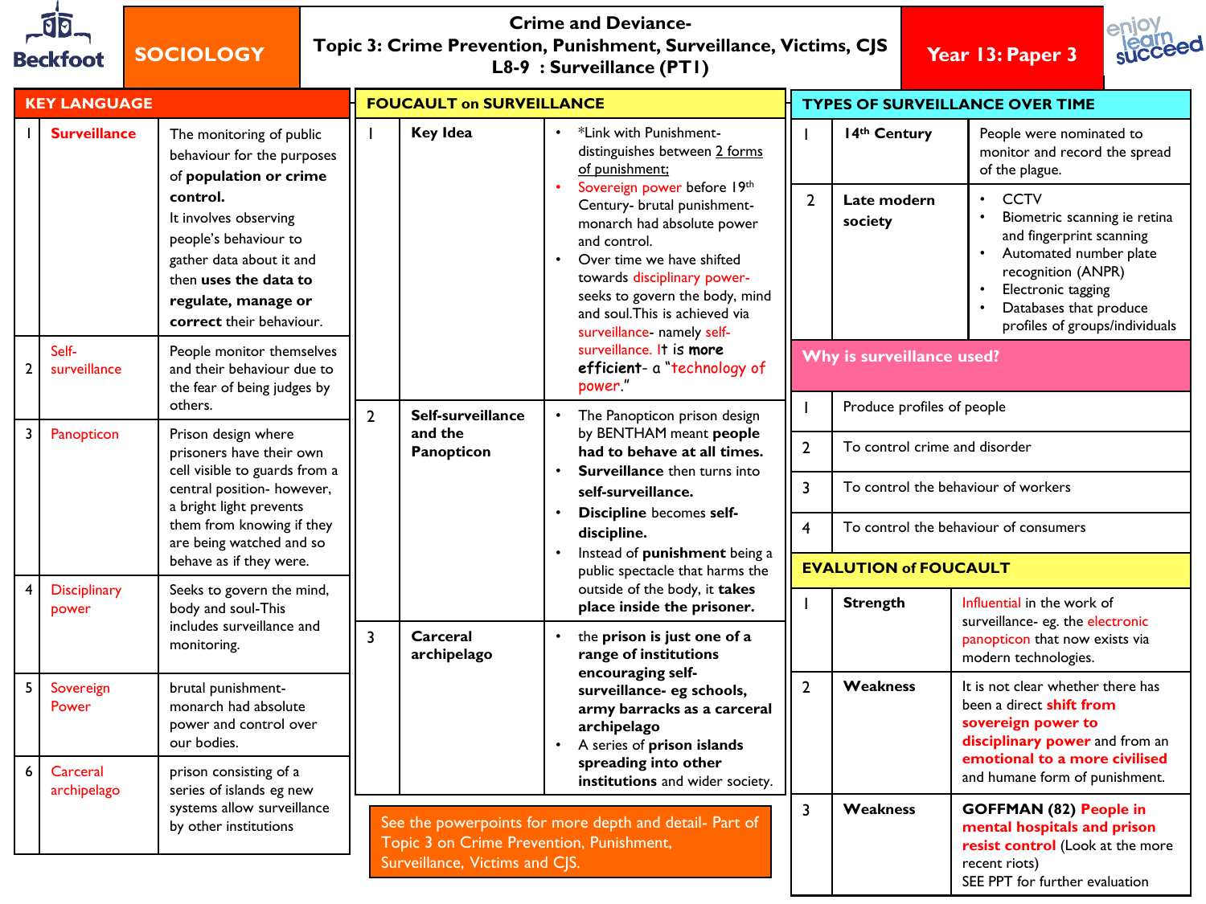# SOCIOLOGY

## Crime and Deviance- Topic 3: Crime Prevention, Punishment, Surveillance, Victims, CJS L8-9 : Surveillance (PT1)

**Year 13: Paper 3**

### KEY LANGUAGE

| | | |
|---|---|---|
| 1 | **Surveillance** | The monitoring of public behaviour for the purposes of **population or crime control.** It involves observing people's behaviour to gather data about it and then **uses the data to regulate, manage or correct** their behaviour. |
| 2 | Self-surveillance | People monitor themselves and their behaviour due to the fear of being judges by others. |
| 3 | Panopticon | Prison design where prisoners have their own cell visible to guards from a central position- however, a bright light prevents them from knowing if they are being watched and so behave as if they were. |
| 4 | Disciplinary power | Seeks to govern the mind, body and soul-This includes surveillance and monitoring. |
| 5 | Sovereign Power | brutal punishment- monarch had absolute power and control over our bodies. |
| 6 | Carceral archipelago | prison consisting of a series of islands eg new systems allow surveillance by other institutions |

### FOUCAULT on SURVEILLANCE

| | | |
|---|---|---|
| 1 | **Key Idea** | • *Link with Punishment- distinguishes between 2 forms of punishment;<br>• Sovereign power before 19th Century- brutal punishment- monarch had absolute power and control.<br>• Over time we have shifted towards disciplinary power- seeks to govern the body, mind and soul.This is achieved via surveillance- namely self-surveillance. It is **more efficient**- a "technology of power." |
| 2 | **Self-surveillance and the Panopticon** | • The Panopticon prison design by BENTHAM meant **people had to behave at all times.**<br>• **Surveillance** then turns into **self-surveillance.**<br>• **Discipline** becomes **self-discipline.**<br>• Instead of **punishment** being a public spectacle that harms the outside of the body, it **takes place inside the prisoner.** |
| 3 | **Carceral archipelago** | • the **prison is just one of a range of institutions encouraging self-surveillance- eg schools, army barracks as a carceral archipelago**<br>• A series of **prison islands spreading into other institutions** and wider society. |

See the powerpoints for more depth and detail- Part of Topic 3 on Crime Prevention, Punishment, Surveillance, Victims and CJS.

### TYPES OF SURVEILLANCE OVER TIME

| | | |
|---|---|---|
| 1 | **14th Century** | People were nominated to monitor and record the spread of the plague. |
| 2 | **Late modern society** | • CCTV<br>• Biometric scanning ie retina and fingerprint scanning<br>• Automated number plate recognition (ANPR)<br>• Electronic tagging<br>• Databases that produce profiles of groups/individuals |

### Why is surveillance used?

| | |
|---|---|
| 1 | Produce profiles of people |
| 2 | To control crime and disorder |
| 3 | To control the behaviour of workers |
| 4 | To control the behaviour of consumers |

### EVALUATION of FOUCAULT

| | | |
|---|---|---|
| 1 | **Strength** | Influential in the work of surveillance- eg. the electronic panopticon that now exists via modern technologies. |
| 2 | **Weakness** | It is not clear whether there has been a direct **shift from sovereign power to disciplinary power** and from an **emotional to a more civilised** and humane form of punishment. |
| 3 | **Weakness** | **GOFFMAN (82) People in mental hospitals and prison resist control** (Look at the more recent riots)<br>SEE PPT for further evaluation |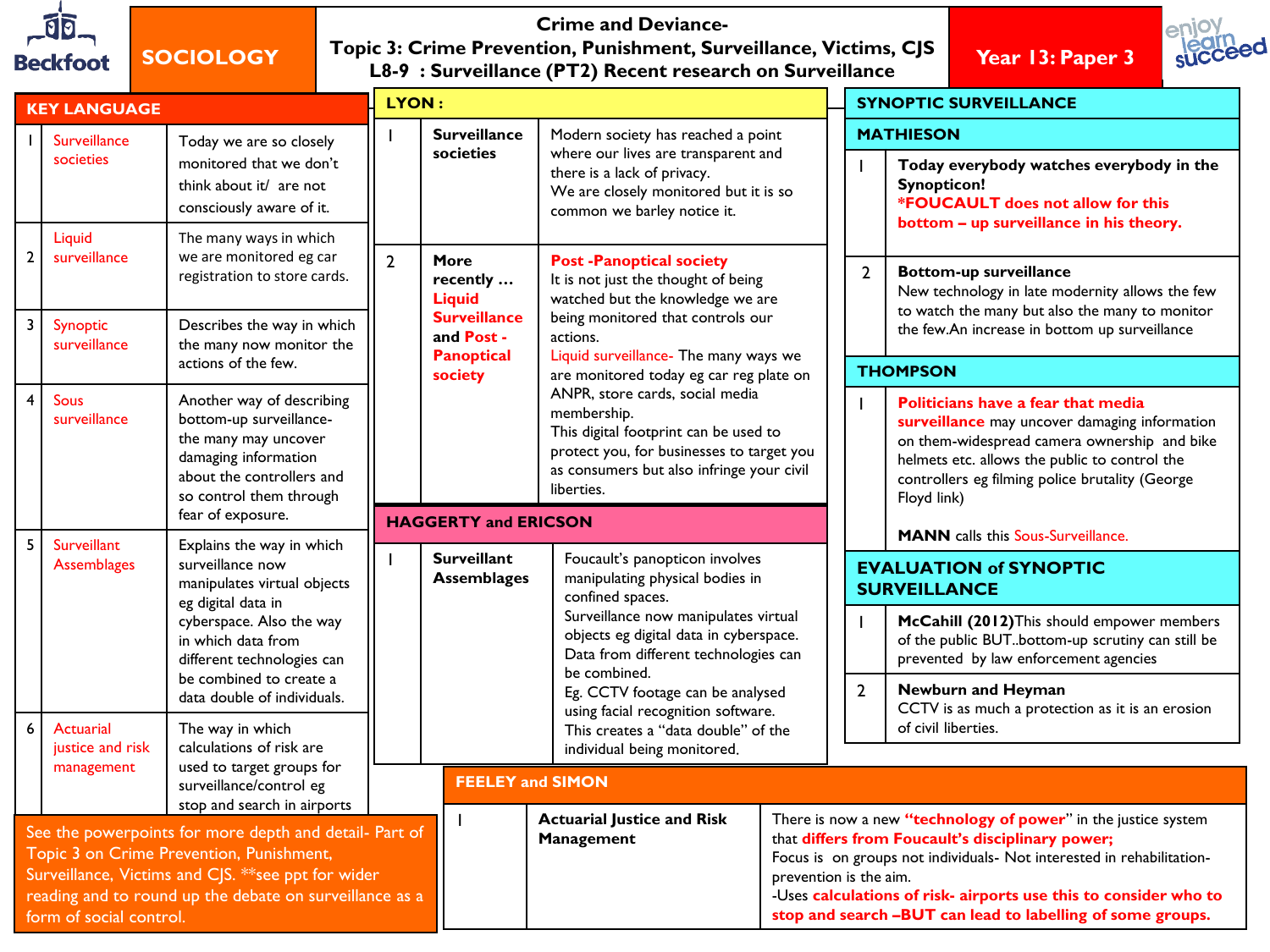# Crime and Deviance- Topic 3: Crime Prevention, Punishment, Surveillance, Victims, CJS L8-9 : Surveillance (PT2) Recent research on Surveillance

**SOCIOLOGY** | **Year 13: Paper 3**

## KEY LANGUAGE

| | | |
|---|---|---|
| 1 | Surveillance societies | Today we are so closely monitored that we don't think about it/ are not consciously aware of it. |
| 2 | Liquid surveillance | The many ways in which we are monitored eg car registration to store cards. |
| 3 | Synoptic surveillance | Describes the way in which the many now monitor the actions of the few. |
| 4 | Sous surveillance | Another way of describing bottom-up surveillance- the many may uncover damaging information about the controllers and so control them through fear of exposure. |
| 5 | Surveillant Assemblages | Explains the way in which surveillance now manipulates virtual objects eg digital data in cyberspace. Also the way in which data from different technologies can be combined to create a data double of individuals. |
| 6 | Actuarial justice and risk management | The way in which calculations of risk are used to target groups for surveillance/control eg stop and search in airports |

See the powerpoints for more depth and detail- Part of Topic 3 on Crime Prevention, Punishment, Surveillance, Victims and CJS. **see ppt for wider reading and to round up the debate on surveillance as a form of social control.

## LYON :

| | | |
|---|---|---|
| 1 | **Surveillance societies** | Modern society has reached a point where our lives are transparent and there is a lack of privacy. We are closely monitored but it is so common we barley notice it. |
| 2 | **More recently … Liquid Surveillance and Post - Panoptical society** | **Post -Panoptical society** It is not just the thought of being watched but the knowledge we are being monitored that controls our actions. Liquid surveillance- The many ways we are monitored today eg car reg plate on ANPR, store cards, social media membership. This digital footprint can be used to protect you, for businesses to target you as consumers but also infringe your civil liberties. |

## HAGGERTY and ERICSON

| | | |
|---|---|---|
| 1 | **Surveillant Assemblages** | Foucault's panopticon involves manipulating physical bodies in confined spaces. Surveillance now manipulates virtual objects eg digital data in cyberspace. Data from different technologies can be combined. Eg. CCTV footage can be analysed using facial recognition software. This creates a "data double" of the individual being monitored. |

## SYNOPTIC SURVEILLANCE

### MATHIESON

| | |
|---|---|
| 1 | **Today everybody watches everybody in the Synopticon!** **\*FOUCAULT does not allow for this bottom – up surveillance in his theory.** |
| 2 | **Bottom-up surveillance** New technology in late modernity allows the few to watch the many but also the many to monitor the few.An increase in bottom up surveillance |

### THOMPSON

| | |
|---|---|
| 1 | **Politicians have a fear that media surveillance** may uncover damaging information on them-widespread camera ownership and bike helmets etc. allows the public to control the controllers eg filming police brutality (George Floyd link) **MANN** calls this Sous-Surveillance. |

### EVALUATION of SYNOPTIC SURVEILLANCE

| | |
|---|---|
| 1 | **McCahill (2012)**This should empower members of the public BUT..bottom-up scrutiny can still be prevented by law enforcement agencies |
| 2 | **Newburn and Heyman** CCTV is as much a protection as it is an erosion of civil liberties. |

## FEELEY and SIMON

| | | |
|---|---|---|
| 1 | **Actuarial Justice and Risk Management** | There is now a new **"technology of power"** in the justice system that **differs from Foucault's disciplinary power;** Focus is on groups not individuals- Not interested in rehabilitation- prevention is the aim. -Uses **calculations of risk- airports use this to consider who to stop and search –BUT can lead to labelling of some groups.** |